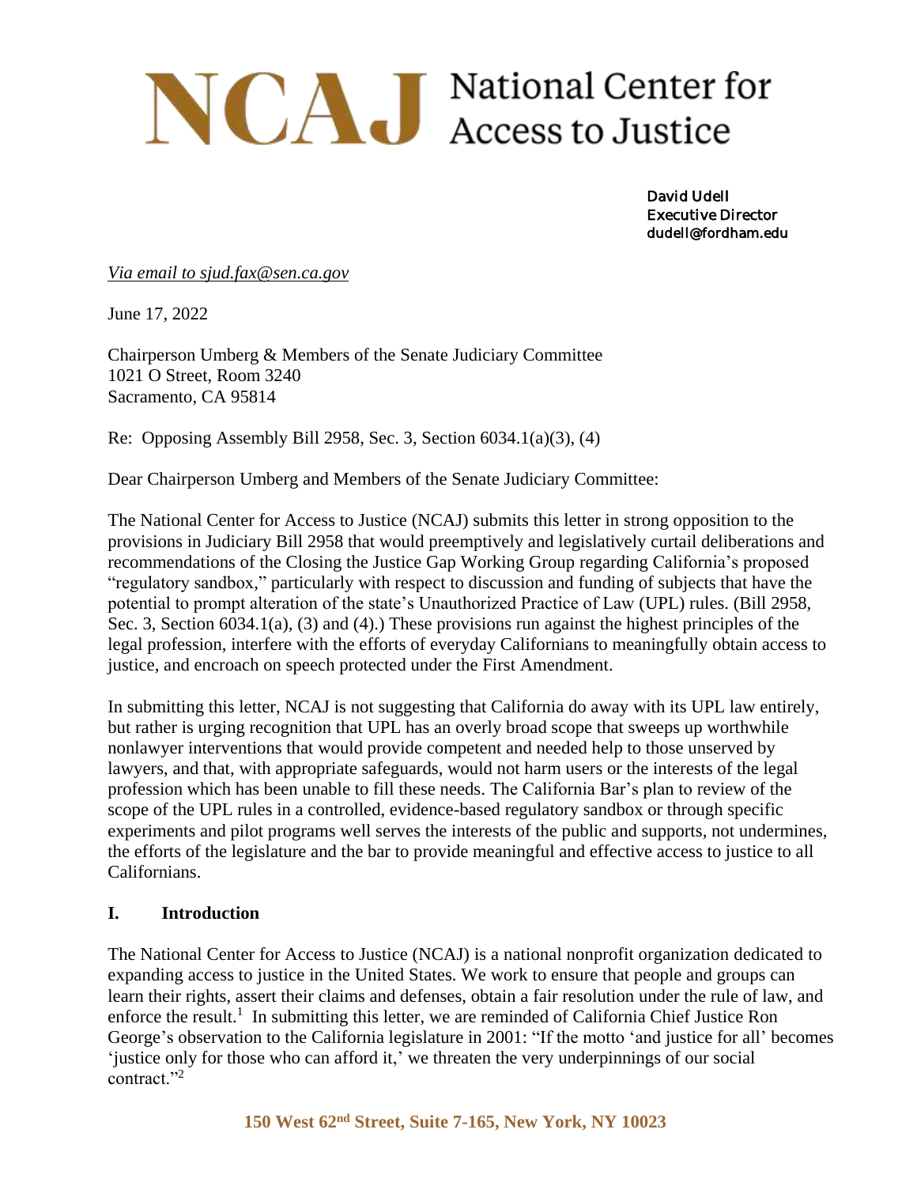# NCAJ National Center for Access to Justice

David Udell
Executive Director
dudell@fordham.edu

*Via email to sjud.fax@sen.ca.gov*

June 17, 2022

Chairperson Umberg & Members of the Senate Judiciary Committee
1021 O Street, Room 3240
Sacramento, CA 95814

Re: Opposing Assembly Bill 2958, Sec. 3, Section 6034.1(a)(3), (4)

Dear Chairperson Umberg and Members of the Senate Judiciary Committee:

The National Center for Access to Justice (NCAJ) submits this letter in strong opposition to the provisions in Judiciary Bill 2958 that would preemptively and legislatively curtail deliberations and recommendations of the Closing the Justice Gap Working Group regarding California's proposed "regulatory sandbox," particularly with respect to discussion and funding of subjects that have the potential to prompt alteration of the state's Unauthorized Practice of Law (UPL) rules. (Bill 2958, Sec. 3, Section 6034.1(a), (3) and (4).) These provisions run against the highest principles of the legal profession, interfere with the efforts of everyday Californians to meaningfully obtain access to justice, and encroach on speech protected under the First Amendment.

In submitting this letter, NCAJ is not suggesting that California do away with its UPL law entirely, but rather is urging recognition that UPL has an overly broad scope that sweeps up worthwhile nonlawyer interventions that would provide competent and needed help to those unserved by lawyers, and that, with appropriate safeguards, would not harm users or the interests of the legal profession which has been unable to fill these needs. The California Bar's plan to review of the scope of the UPL rules in a controlled, evidence-based regulatory sandbox or through specific experiments and pilot programs well serves the interests of the public and supports, not undermines, the efforts of the legislature and the bar to provide meaningful and effective access to justice to all Californians.

## I. Introduction

The National Center for Access to Justice (NCAJ) is a national nonprofit organization dedicated to expanding access to justice in the United States. We work to ensure that people and groups can learn their rights, assert their claims and defenses, obtain a fair resolution under the rule of law, and enforce the result.[1] In submitting this letter, we are reminded of California Chief Justice Ron George's observation to the California legislature in 2001: "If the motto 'and justice for all' becomes 'justice only for those who can afford it,' we threaten the very underpinnings of our social contract."[2]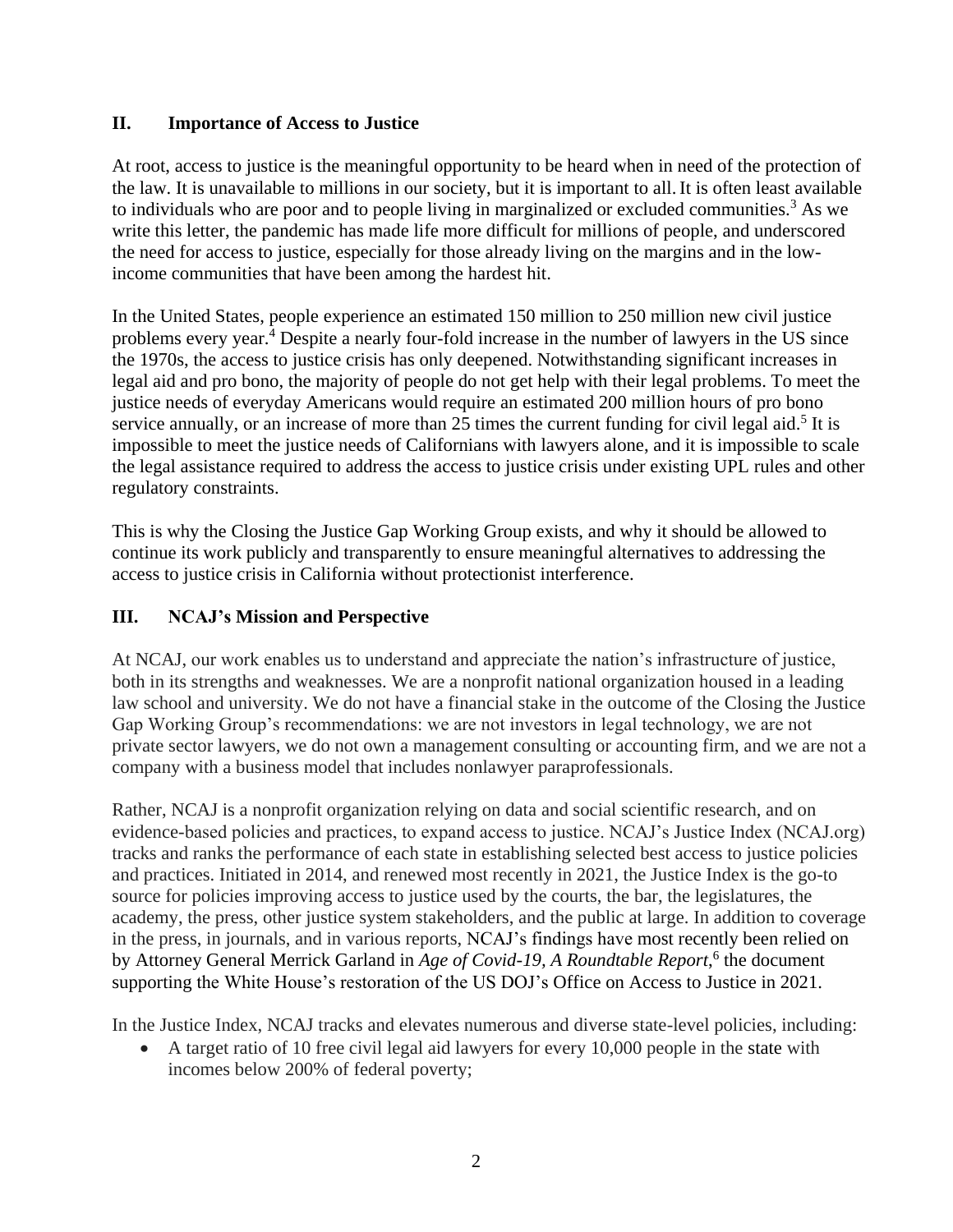## II. Importance of Access to Justice

At root, access to justice is the meaningful opportunity to be heard when in need of the protection of the law. It is unavailable to millions in our society, but it is important to all. It is often least available to individuals who are poor and to people living in marginalized or excluded communities.[3] As we write this letter, the pandemic has made life more difficult for millions of people, and underscored the need for access to justice, especially for those already living on the margins and in the low-income communities that have been among the hardest hit.

In the United States, people experience an estimated 150 million to 250 million new civil justice problems every year.[4] Despite a nearly four-fold increase in the number of lawyers in the US since the 1970s, the access to justice crisis has only deepened. Notwithstanding significant increases in legal aid and pro bono, the majority of people do not get help with their legal problems. To meet the justice needs of everyday Americans would require an estimated 200 million hours of pro bono service annually, or an increase of more than 25 times the current funding for civil legal aid.[5] It is impossible to meet the justice needs of Californians with lawyers alone, and it is impossible to scale the legal assistance required to address the access to justice crisis under existing UPL rules and other regulatory constraints.

This is why the Closing the Justice Gap Working Group exists, and why it should be allowed to continue its work publicly and transparently to ensure meaningful alternatives to addressing the access to justice crisis in California without protectionist interference.

## III. NCAJ's Mission and Perspective

At NCAJ, our work enables us to understand and appreciate the nation's infrastructure of justice, both in its strengths and weaknesses. We are a nonprofit national organization housed in a leading law school and university. We do not have a financial stake in the outcome of the Closing the Justice Gap Working Group's recommendations: we are not investors in legal technology, we are not private sector lawyers, we do not own a management consulting or accounting firm, and we are not a company with a business model that includes nonlawyer paraprofessionals.

Rather, NCAJ is a nonprofit organization relying on data and social scientific research, and on evidence-based policies and practices, to expand access to justice. NCAJ's Justice Index (NCAJ.org) tracks and ranks the performance of each state in establishing selected best access to justice policies and practices. Initiated in 2014, and renewed most recently in 2021, the Justice Index is the go-to source for policies improving access to justice used by the courts, the bar, the legislatures, the academy, the press, other justice system stakeholders, and the public at large. In addition to coverage in the press, in journals, and in various reports, NCAJ's findings have most recently been relied on by Attorney General Merrick Garland in *Age of Covid-19, A Roundtable Report*,[6] the document supporting the White House's restoration of the US DOJ's Office on Access to Justice in 2021.

In the Justice Index, NCAJ tracks and elevates numerous and diverse state-level policies, including:

- A target ratio of 10 free civil legal aid lawyers for every 10,000 people in the state with incomes below 200% of federal poverty;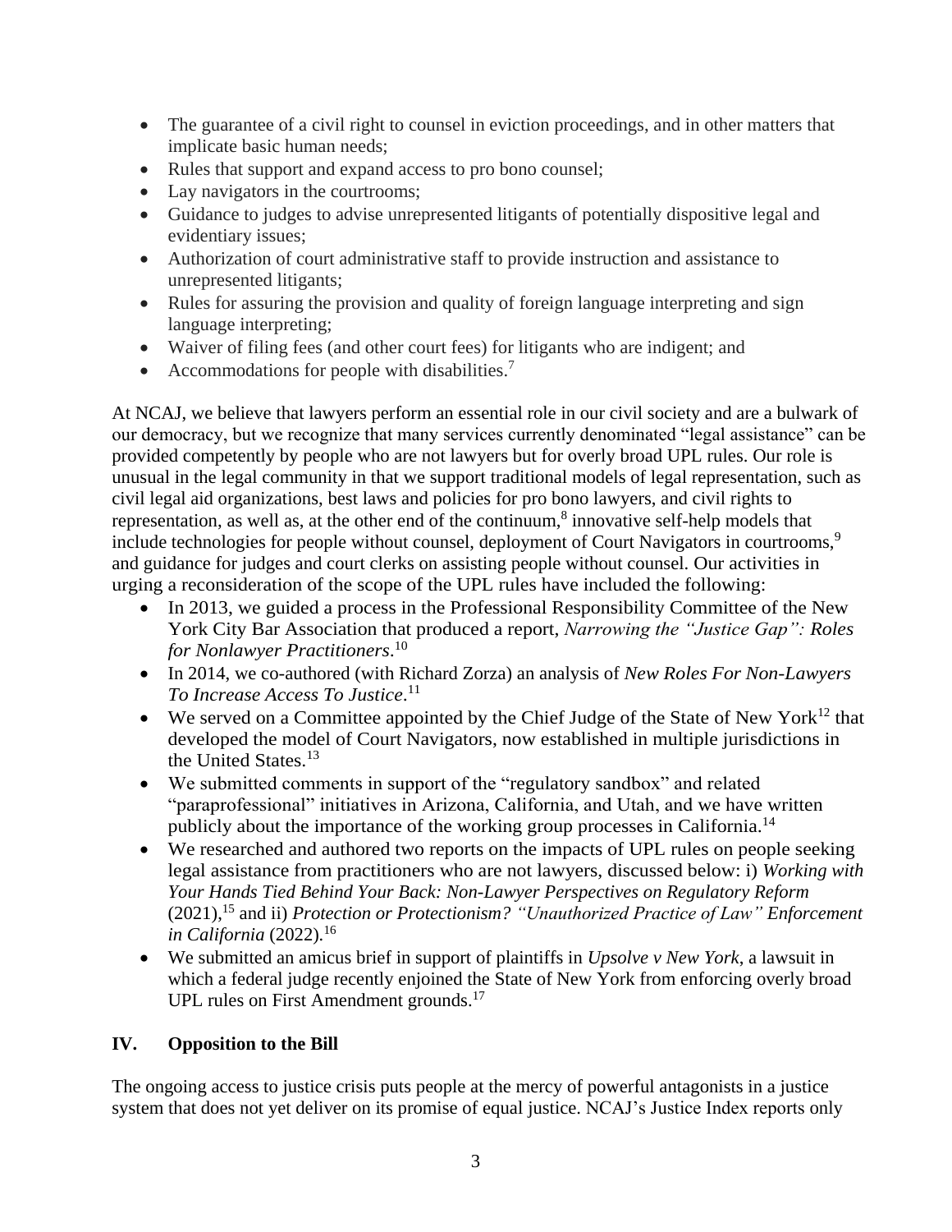- The guarantee of a civil right to counsel in eviction proceedings, and in other matters that implicate basic human needs;
- Rules that support and expand access to pro bono counsel;
- Lay navigators in the courtrooms;
- Guidance to judges to advise unrepresented litigants of potentially dispositive legal and evidentiary issues;
- Authorization of court administrative staff to provide instruction and assistance to unrepresented litigants;
- Rules for assuring the provision and quality of foreign language interpreting and sign language interpreting;
- Waiver of filing fees (and other court fees) for litigants who are indigent; and
- Accommodations for people with disabilities.[7]

At NCAJ, we believe that lawyers perform an essential role in our civil society and are a bulwark of our democracy, but we recognize that many services currently denominated "legal assistance" can be provided competently by people who are not lawyers but for overly broad UPL rules. Our role is unusual in the legal community in that we support traditional models of legal representation, such as civil legal aid organizations, best laws and policies for pro bono lawyers, and civil rights to representation, as well as, at the other end of the continuum,[8] innovative self-help models that include technologies for people without counsel, deployment of Court Navigators in courtrooms,[9] and guidance for judges and court clerks on assisting people without counsel. Our activities in urging a reconsideration of the scope of the UPL rules have included the following:

- In 2013, we guided a process in the Professional Responsibility Committee of the New York City Bar Association that produced a report, *Narrowing the "Justice Gap": Roles for Nonlawyer Practitioners*.[10]
- In 2014, we co-authored (with Richard Zorza) an analysis of *New Roles For Non-Lawyers To Increase Access To Justice*.[11]
- We served on a Committee appointed by the Chief Judge of the State of New York[12] that developed the model of Court Navigators, now established in multiple jurisdictions in the United States.[13]
- We submitted comments in support of the "regulatory sandbox" and related "paraprofessional" initiatives in Arizona, California, and Utah, and we have written publicly about the importance of the working group processes in California.[14]
- We researched and authored two reports on the impacts of UPL rules on people seeking legal assistance from practitioners who are not lawyers, discussed below: i) *Working with Your Hands Tied Behind Your Back: Non-Lawyer Perspectives on Regulatory Reform* (2021),[15] and ii) *Protection or Protectionism? "Unauthorized Practice of Law" Enforcement in California* (2022).[16]
- We submitted an amicus brief in support of plaintiffs in *Upsolve v New York*, a lawsuit in which a federal judge recently enjoined the State of New York from enforcing overly broad UPL rules on First Amendment grounds.[17]

## IV. Opposition to the Bill

The ongoing access to justice crisis puts people at the mercy of powerful antagonists in a justice system that does not yet deliver on its promise of equal justice. NCAJ's Justice Index reports only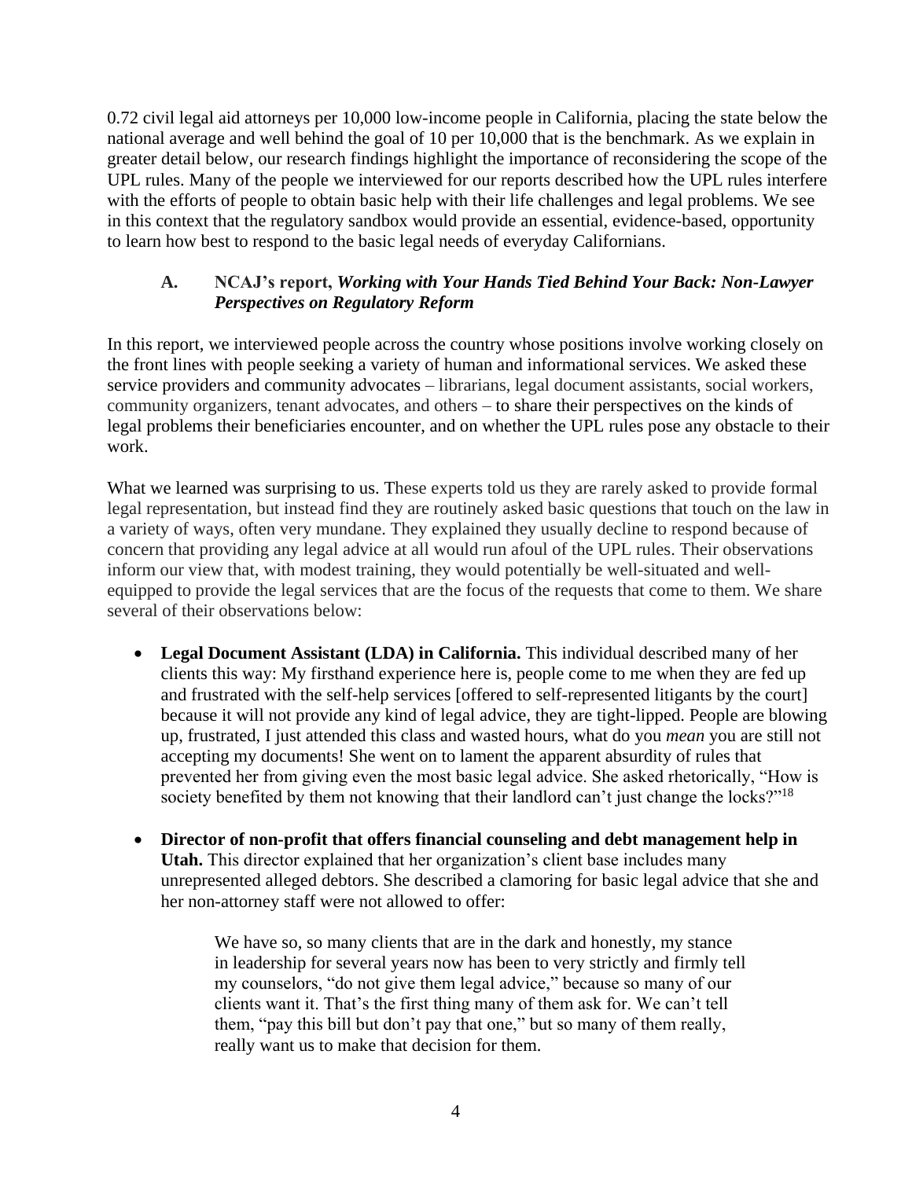0.72 civil legal aid attorneys per 10,000 low-income people in California, placing the state below the national average and well behind the goal of 10 per 10,000 that is the benchmark. As we explain in greater detail below, our research findings highlight the importance of reconsidering the scope of the UPL rules. Many of the people we interviewed for our reports described how the UPL rules interfere with the efforts of people to obtain basic help with their life challenges and legal problems. We see in this context that the regulatory sandbox would provide an essential, evidence-based, opportunity to learn how best to respond to the basic legal needs of everyday Californians.

### A. NCAJ's report, *Working with Your Hands Tied Behind Your Back: Non-Lawyer Perspectives on Regulatory Reform*

In this report, we interviewed people across the country whose positions involve working closely on the front lines with people seeking a variety of human and informational services. We asked these service providers and community advocates – librarians, legal document assistants, social workers, community organizers, tenant advocates, and others – to share their perspectives on the kinds of legal problems their beneficiaries encounter, and on whether the UPL rules pose any obstacle to their work.

What we learned was surprising to us. These experts told us they are rarely asked to provide formal legal representation, but instead find they are routinely asked basic questions that touch on the law in a variety of ways, often very mundane. They explained they usually decline to respond because of concern that providing any legal advice at all would run afoul of the UPL rules. Their observations inform our view that, with modest training, they would potentially be well-situated and well-equipped to provide the legal services that are the focus of the requests that come to them. We share several of their observations below:

- **Legal Document Assistant (LDA) in California.** This individual described many of her clients this way: My firsthand experience here is, people come to me when they are fed up and frustrated with the self-help services [offered to self-represented litigants by the court] because it will not provide any kind of legal advice, they are tight-lipped. People are blowing up, frustrated, I just attended this class and wasted hours, what do you *mean* you are still not accepting my documents! She went on to lament the apparent absurdity of rules that prevented her from giving even the most basic legal advice. She asked rhetorically, "How is society benefited by them not knowing that their landlord can't just change the locks?"[18]

- **Director of non-profit that offers financial counseling and debt management help in Utah.** This director explained that her organization's client base includes many unrepresented alleged debtors. She described a clamoring for basic legal advice that she and her non-attorney staff were not allowed to offer:

  > We have so, so many clients that are in the dark and honestly, my stance in leadership for several years now has been to very strictly and firmly tell my counselors, "do not give them legal advice," because so many of our clients want it. That's the first thing many of them ask for. We can't tell them, "pay this bill but don't pay that one," but so many of them really, really want us to make that decision for them.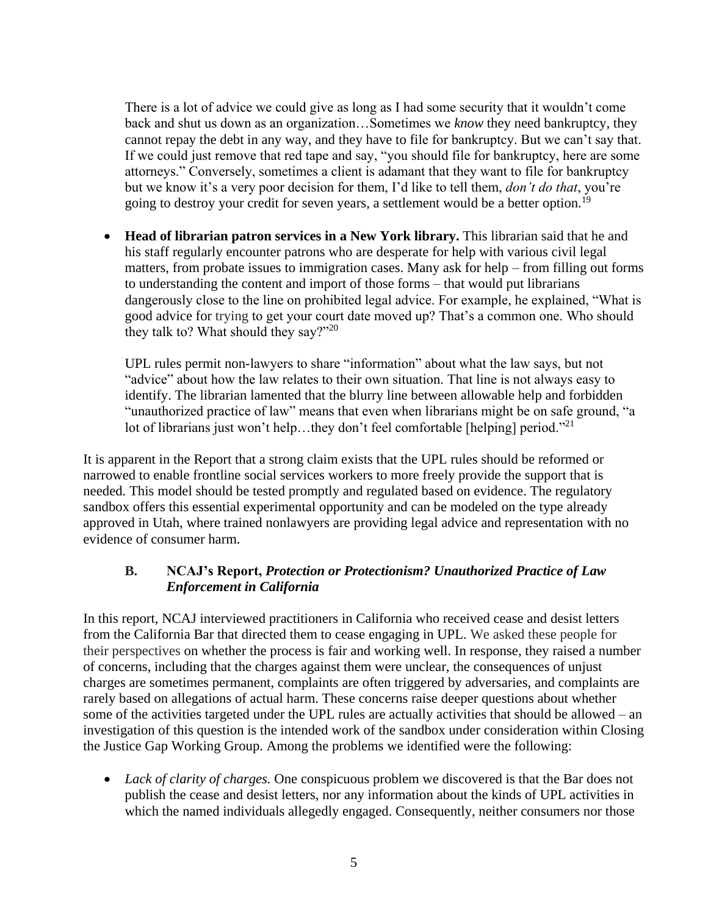There is a lot of advice we could give as long as I had some security that it wouldn't come back and shut us down as an organization…Sometimes we *know* they need bankruptcy, they cannot repay the debt in any way, and they have to file for bankruptcy. But we can't say that. If we could just remove that red tape and say, "you should file for bankruptcy, here are some attorneys." Conversely, sometimes a client is adamant that they want to file for bankruptcy but we know it's a very poor decision for them, I'd like to tell them, *don't do that*, you're going to destroy your credit for seven years, a settlement would be a better option.[19]

- **Head of librarian patron services in a New York library.** This librarian said that he and his staff regularly encounter patrons who are desperate for help with various civil legal matters, from probate issues to immigration cases. Many ask for help – from filling out forms to understanding the content and import of those forms – that would put librarians dangerously close to the line on prohibited legal advice. For example, he explained, "What is good advice for trying to get your court date moved up? That's a common one. Who should they talk to? What should they say?"[20]

  UPL rules permit non-lawyers to share "information" about what the law says, but not "advice" about how the law relates to their own situation. That line is not always easy to identify. The librarian lamented that the blurry line between allowable help and forbidden "unauthorized practice of law" means that even when librarians might be on safe ground, "a lot of librarians just won't help…they don't feel comfortable [helping] period."[21]

It is apparent in the Report that a strong claim exists that the UPL rules should be reformed or narrowed to enable frontline social services workers to more freely provide the support that is needed. This model should be tested promptly and regulated based on evidence. The regulatory sandbox offers this essential experimental opportunity and can be modeled on the type already approved in Utah, where trained nonlawyers are providing legal advice and representation with no evidence of consumer harm.

### B. NCAJ's Report, *Protection or Protectionism? Unauthorized Practice of Law Enforcement in California*

In this report, NCAJ interviewed practitioners in California who received cease and desist letters from the California Bar that directed them to cease engaging in UPL. We asked these people for their perspectives on whether the process is fair and working well. In response, they raised a number of concerns, including that the charges against them were unclear, the consequences of unjust charges are sometimes permanent, complaints are often triggered by adversaries, and complaints are rarely based on allegations of actual harm. These concerns raise deeper questions about whether some of the activities targeted under the UPL rules are actually activities that should be allowed – an investigation of this question is the intended work of the sandbox under consideration within Closing the Justice Gap Working Group. Among the problems we identified were the following:

- *Lack of clarity of charges.* One conspicuous problem we discovered is that the Bar does not publish the cease and desist letters, nor any information about the kinds of UPL activities in which the named individuals allegedly engaged. Consequently, neither consumers nor those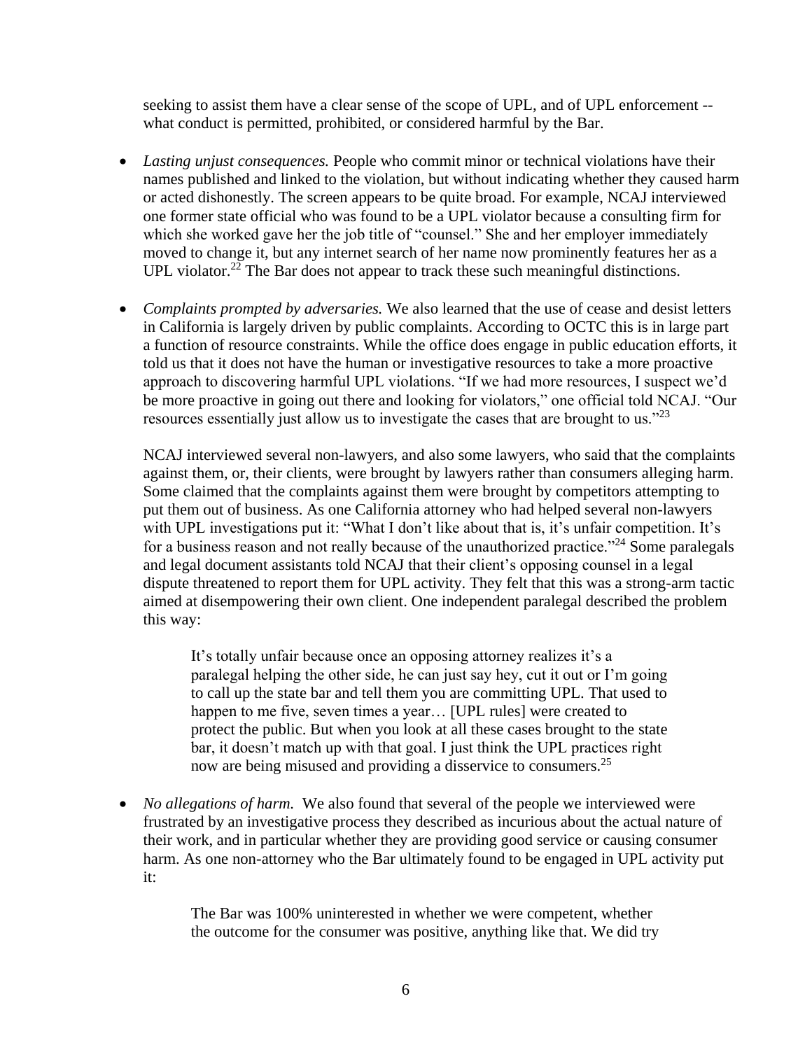seeking to assist them have a clear sense of the scope of UPL, and of UPL enforcement -- what conduct is permitted, prohibited, or considered harmful by the Bar.

- *Lasting unjust consequences.* People who commit minor or technical violations have their names published and linked to the violation, but without indicating whether they caused harm or acted dishonestly. The screen appears to be quite broad. For example, NCAJ interviewed one former state official who was found to be a UPL violator because a consulting firm for which she worked gave her the job title of "counsel." She and her employer immediately moved to change it, but any internet search of her name now prominently features her as a UPL violator.[22] The Bar does not appear to track these such meaningful distinctions.

- *Complaints prompted by adversaries.* We also learned that the use of cease and desist letters in California is largely driven by public complaints. According to OCTC this is in large part a function of resource constraints. While the office does engage in public education efforts, it told us that it does not have the human or investigative resources to take a more proactive approach to discovering harmful UPL violations. "If we had more resources, I suspect we'd be more proactive in going out there and looking for violators," one official told NCAJ. "Our resources essentially just allow us to investigate the cases that are brought to us."[23]

  NCAJ interviewed several non-lawyers, and also some lawyers, who said that the complaints against them, or, their clients, were brought by lawyers rather than consumers alleging harm. Some claimed that the complaints against them were brought by competitors attempting to put them out of business. As one California attorney who had helped several non-lawyers with UPL investigations put it: "What I don't like about that is, it's unfair competition. It's for a business reason and not really because of the unauthorized practice."[24] Some paralegals and legal document assistants told NCAJ that their client's opposing counsel in a legal dispute threatened to report them for UPL activity. They felt that this was a strong-arm tactic aimed at disempowering their own client. One independent paralegal described the problem this way:

  > It's totally unfair because once an opposing attorney realizes it's a paralegal helping the other side, he can just say hey, cut it out or I'm going to call up the state bar and tell them you are committing UPL. That used to happen to me five, seven times a year… [UPL rules] were created to protect the public. But when you look at all these cases brought to the state bar, it doesn't match up with that goal. I just think the UPL practices right now are being misused and providing a disservice to consumers.[25]

- *No allegations of harm.* We also found that several of the people we interviewed were frustrated by an investigative process they described as incurious about the actual nature of their work, and in particular whether they are providing good service or causing consumer harm. As one non-attorney who the Bar ultimately found to be engaged in UPL activity put it:

  > The Bar was 100% uninterested in whether we were competent, whether the outcome for the consumer was positive, anything like that. We did try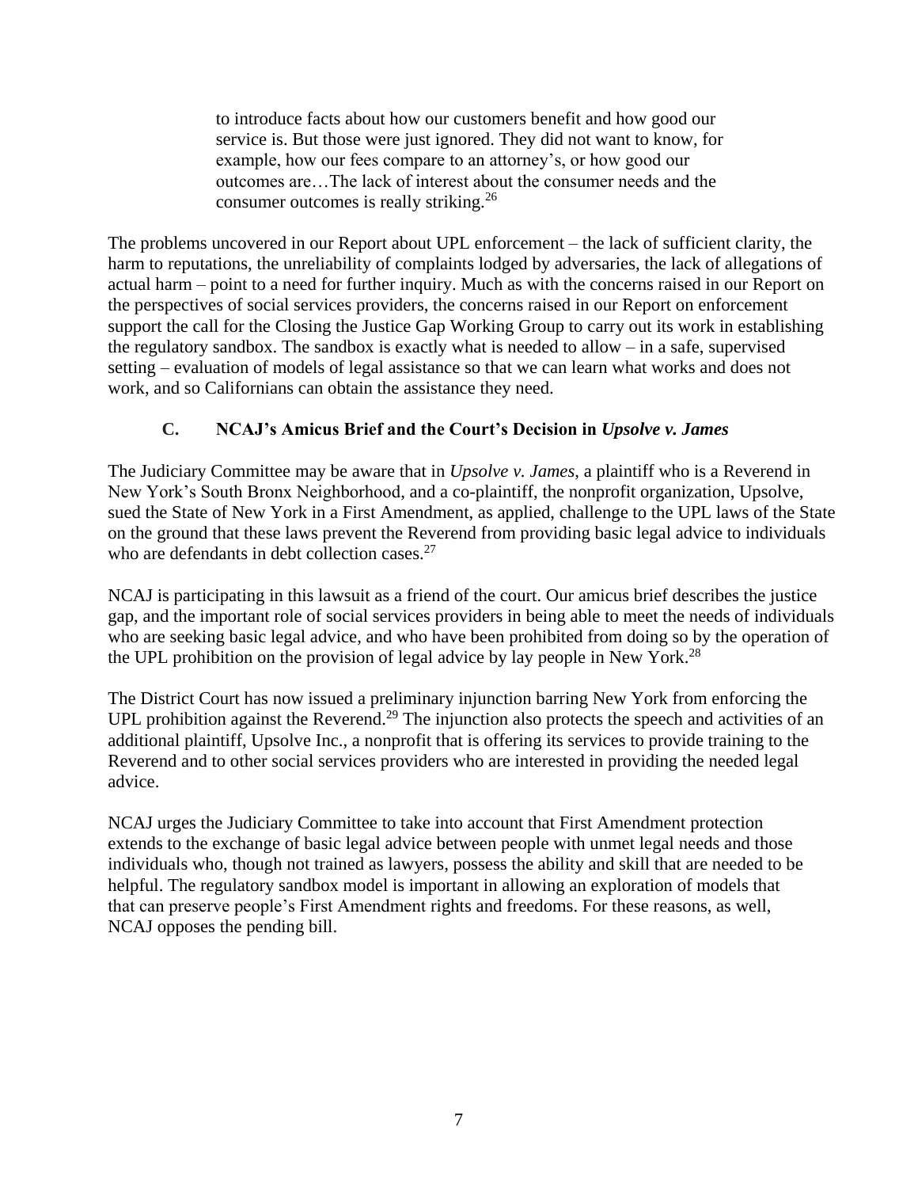> to introduce facts about how our customers benefit and how good our service is. But those were just ignored. They did not want to know, for example, how our fees compare to an attorney's, or how good our outcomes are…The lack of interest about the consumer needs and the consumer outcomes is really striking.[26]

The problems uncovered in our Report about UPL enforcement – the lack of sufficient clarity, the harm to reputations, the unreliability of complaints lodged by adversaries, the lack of allegations of actual harm – point to a need for further inquiry. Much as with the concerns raised in our Report on the perspectives of social services providers, the concerns raised in our Report on enforcement support the call for the Closing the Justice Gap Working Group to carry out its work in establishing the regulatory sandbox. The sandbox is exactly what is needed to allow – in a safe, supervised setting – evaluation of models of legal assistance so that we can learn what works and does not work, and so Californians can obtain the assistance they need.

### C. NCAJ's Amicus Brief and the Court's Decision in *Upsolve v. James*

The Judiciary Committee may be aware that in *Upsolve v. James,* a plaintiff who is a Reverend in New York's South Bronx Neighborhood, and a co-plaintiff, the nonprofit organization, Upsolve, sued the State of New York in a First Amendment, as applied, challenge to the UPL laws of the State on the ground that these laws prevent the Reverend from providing basic legal advice to individuals who are defendants in debt collection cases.[27]

NCAJ is participating in this lawsuit as a friend of the court. Our amicus brief describes the justice gap, and the important role of social services providers in being able to meet the needs of individuals who are seeking basic legal advice, and who have been prohibited from doing so by the operation of the UPL prohibition on the provision of legal advice by lay people in New York.[28]

The District Court has now issued a preliminary injunction barring New York from enforcing the UPL prohibition against the Reverend.[29] The injunction also protects the speech and activities of an additional plaintiff, Upsolve Inc., a nonprofit that is offering its services to provide training to the Reverend and to other social services providers who are interested in providing the needed legal advice.

NCAJ urges the Judiciary Committee to take into account that First Amendment protection extends to the exchange of basic legal advice between people with unmet legal needs and those individuals who, though not trained as lawyers, possess the ability and skill that are needed to be helpful. The regulatory sandbox model is important in allowing an exploration of models that that can preserve people's First Amendment rights and freedoms. For these reasons, as well, NCAJ opposes the pending bill.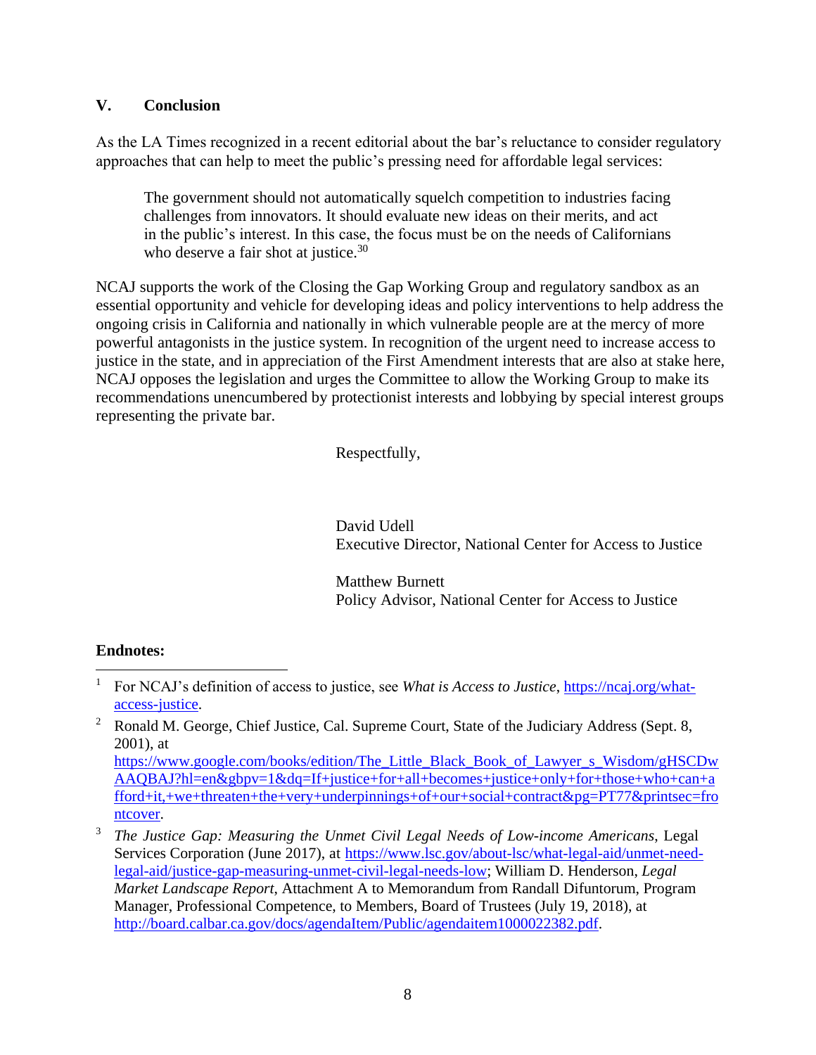## V. Conclusion

As the LA Times recognized in a recent editorial about the bar's reluctance to consider regulatory approaches that can help to meet the public's pressing need for affordable legal services:

> The government should not automatically squelch competition to industries facing challenges from innovators. It should evaluate new ideas on their merits, and act in the public's interest. In this case, the focus must be on the needs of Californians who deserve a fair shot at justice.[30]

NCAJ supports the work of the Closing the Gap Working Group and regulatory sandbox as an essential opportunity and vehicle for developing ideas and policy interventions to help address the ongoing crisis in California and nationally in which vulnerable people are at the mercy of more powerful antagonists in the justice system. In recognition of the urgent need to increase access to justice in the state, and in appreciation of the First Amendment interests that are also at stake here, NCAJ opposes the legislation and urges the Committee to allow the Working Group to make its recommendations unencumbered by protectionist interests and lobbying by special interest groups representing the private bar.

Respectfully,

David Udell
Executive Director, National Center for Access to Justice

Matthew Burnett
Policy Advisor, National Center for Access to Justice

**Endnotes:**

[1] For NCAJ's definition of access to justice, see *What is Access to Justice*, https://ncaj.org/what-access-justice.

[2] Ronald M. George, Chief Justice, Cal. Supreme Court, State of the Judiciary Address (Sept. 8, 2001), at https://www.google.com/books/edition/The_Little_Black_Book_of_Lawyer_s_Wisdom/gHSCDwAAQBAJ?hl=en&gbpv=1&dq=If+justice+for+all+becomes+justice+only+for+those+who+can+afford+it,+we+threaten+the+very+underpinnings+of+our+social+contract&pg=PT77&printsec=frontcover.

[3] *The Justice Gap: Measuring the Unmet Civil Legal Needs of Low-income Americans*, Legal Services Corporation (June 2017), at https://www.lsc.gov/about-lsc/what-legal-aid/unmet-need-legal-aid/justice-gap-measuring-unmet-civil-legal-needs-low; William D. Henderson, *Legal Market Landscape Report*, Attachment A to Memorandum from Randall Difuntorum, Program Manager, Professional Competence, to Members, Board of Trustees (July 19, 2018), at http://board.calbar.ca.gov/docs/agendaItem/Public/agendaitem1000022382.pdf.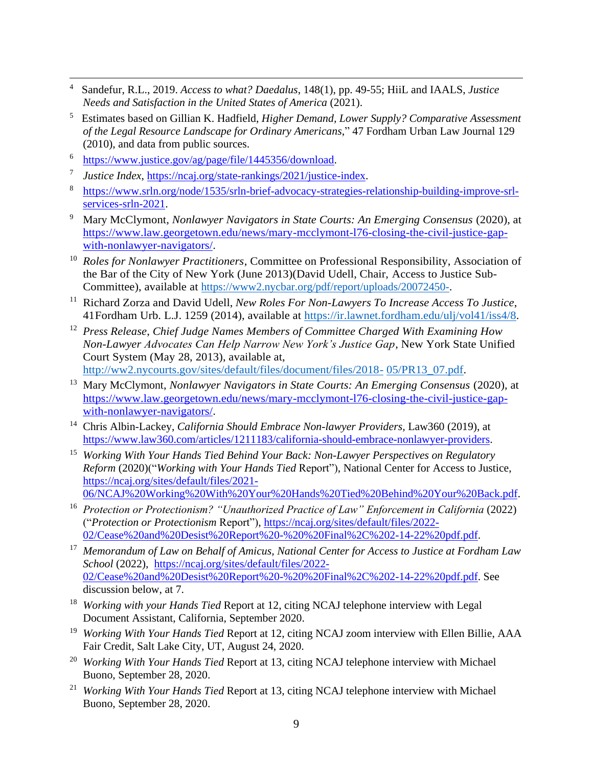[4] Sandefur, R.L., 2019. *Access to what? Daedalus*, 148(1), pp. 49-55; HiiL and IAALS, *Justice Needs and Satisfaction in the United States of America* (2021).

[5] Estimates based on Gillian K. Hadfield, *Higher Demand, Lower Supply? Comparative Assessment of the Legal Resource Landscape for Ordinary Americans*," 47 Fordham Urban Law Journal 129 (2010), and data from public sources.

[6] https://www.justice.gov/ag/page/file/1445356/download.

[7] *Justice Index*, https://ncaj.org/state-rankings/2021/justice-index.

[8] https://www.srln.org/node/1535/srln-brief-advocacy-strategies-relationship-building-improve-srl-services-srln-2021.

[9] Mary McClymont, *Nonlawyer Navigators in State Courts: An Emerging Consensus* (2020), at https://www.law.georgetown.edu/news/mary-mcclymont-l76-closing-the-civil-justice-gap-with-nonlawyer-navigators/.

[10] *Roles for Nonlawyer Practitioners*, Committee on Professional Responsibility, Association of the Bar of the City of New York (June 2013)(David Udell, Chair, Access to Justice Sub-Committee), available at https://www2.nycbar.org/pdf/report/uploads/20072450-.

[11] Richard Zorza and David Udell, *New Roles For Non-Lawyers To Increase Access To Justice*, 41Fordham Urb. L.J. 1259 (2014), available at https://ir.lawnet.fordham.edu/ulj/vol41/iss4/8.

[12] *Press Release, Chief Judge Names Members of Committee Charged With Examining How Non-Lawyer Advocates Can Help Narrow New York's Justice Gap*, New York State Unified Court System (May 28, 2013), available at, http://ww2.nycourts.gov/sites/default/files/document/files/2018- 05/PR13_07.pdf.

[13] Mary McClymont, *Nonlawyer Navigators in State Courts: An Emerging Consensus* (2020), at https://www.law.georgetown.edu/news/mary-mcclymont-l76-closing-the-civil-justice-gap-with-nonlawyer-navigators/.

[14] Chris Albin-Lackey, *California Should Embrace Non-lawyer Providers,* Law360 (2019), at https://www.law360.com/articles/1211183/california-should-embrace-nonlawyer-providers.

[15] *Working With Your Hands Tied Behind Your Back: Non-Lawyer Perspectives on Regulatory Reform* (2020)("*Working with Your Hands Tied* Report"), National Center for Access to Justice, https://ncaj.org/sites/default/files/2021-06/NCAJ%20Working%20With%20Your%20Hands%20Tied%20Behind%20Your%20Back.pdf.

[16] *Protection or Protectionism? "Unauthorized Practice of Law" Enforcement in California* (2022) ("*Protection or Protectionism* Report"), https://ncaj.org/sites/default/files/2022-02/Cease%20and%20Desist%20Report%20-%20%20Final%2C%202-14-22%20pdf.pdf.

[17] *Memorandum of Law on Behalf of Amicus, National Center for Access to Justice at Fordham Law School* (2022), https://ncaj.org/sites/default/files/2022-02/Cease%20and%20Desist%20Report%20-%20%20Final%2C%202-14-22%20pdf.pdf. See discussion below, at 7.

[18] *Working with your Hands Tied* Report at 12, citing NCAJ telephone interview with Legal Document Assistant, California, September 2020.

[19] *Working With Your Hands Tied* Report at 12, citing NCAJ zoom interview with Ellen Billie, AAA Fair Credit, Salt Lake City, UT, August 24, 2020.

[20] *Working With Your Hands Tied* Report at 13, citing NCAJ telephone interview with Michael Buono, September 28, 2020.

[21] *Working With Your Hands Tied* Report at 13, citing NCAJ telephone interview with Michael Buono, September 28, 2020.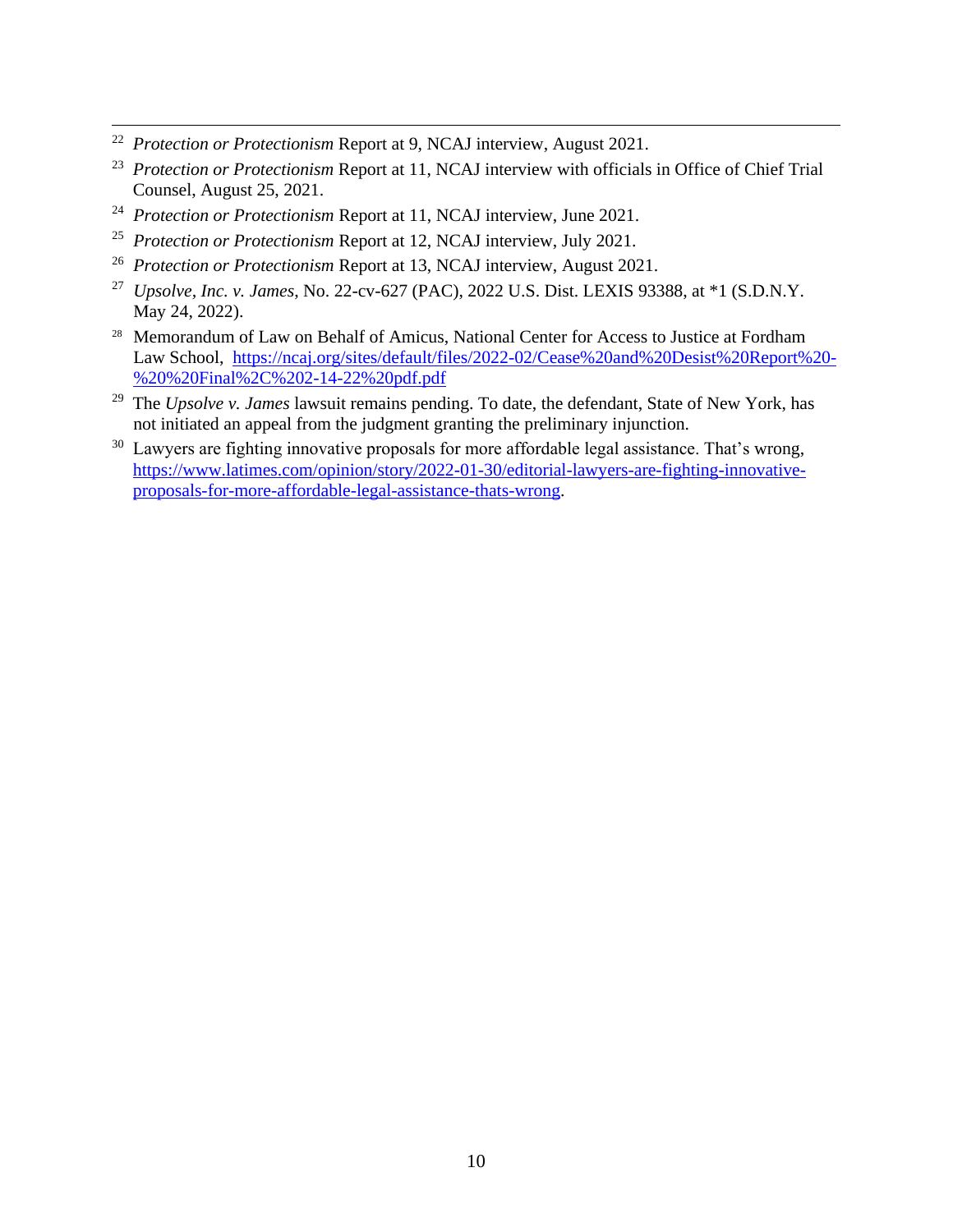[22] *Protection or Protectionism* Report at 9, NCAJ interview, August 2021.

[23] *Protection or Protectionism* Report at 11, NCAJ interview with officials in Office of Chief Trial Counsel, August 25, 2021.

[24] *Protection or Protectionism* Report at 11, NCAJ interview, June 2021.

[25] *Protection or Protectionism* Report at 12, NCAJ interview, July 2021.

[26] *Protection or Protectionism* Report at 13, NCAJ interview, August 2021.

[27] *Upsolve, Inc. v. James*, No. 22-cv-627 (PAC), 2022 U.S. Dist. LEXIS 93388, at *1 (S.D.N.Y. May 24, 2022).

[28] Memorandum of Law on Behalf of Amicus, National Center for Access to Justice at Fordham Law School, https://ncaj.org/sites/default/files/2022-02/Cease%20and%20Desist%20Report%20-%20%20Final%2C%202-14-22%20pdf.pdf

[29] The *Upsolve v. James* lawsuit remains pending. To date, the defendant, State of New York, has not initiated an appeal from the judgment granting the preliminary injunction.

[30] Lawyers are fighting innovative proposals for more affordable legal assistance. That's wrong, https://www.latimes.com/opinion/story/2022-01-30/editorial-lawyers-are-fighting-innovative-proposals-for-more-affordable-legal-assistance-thats-wrong.